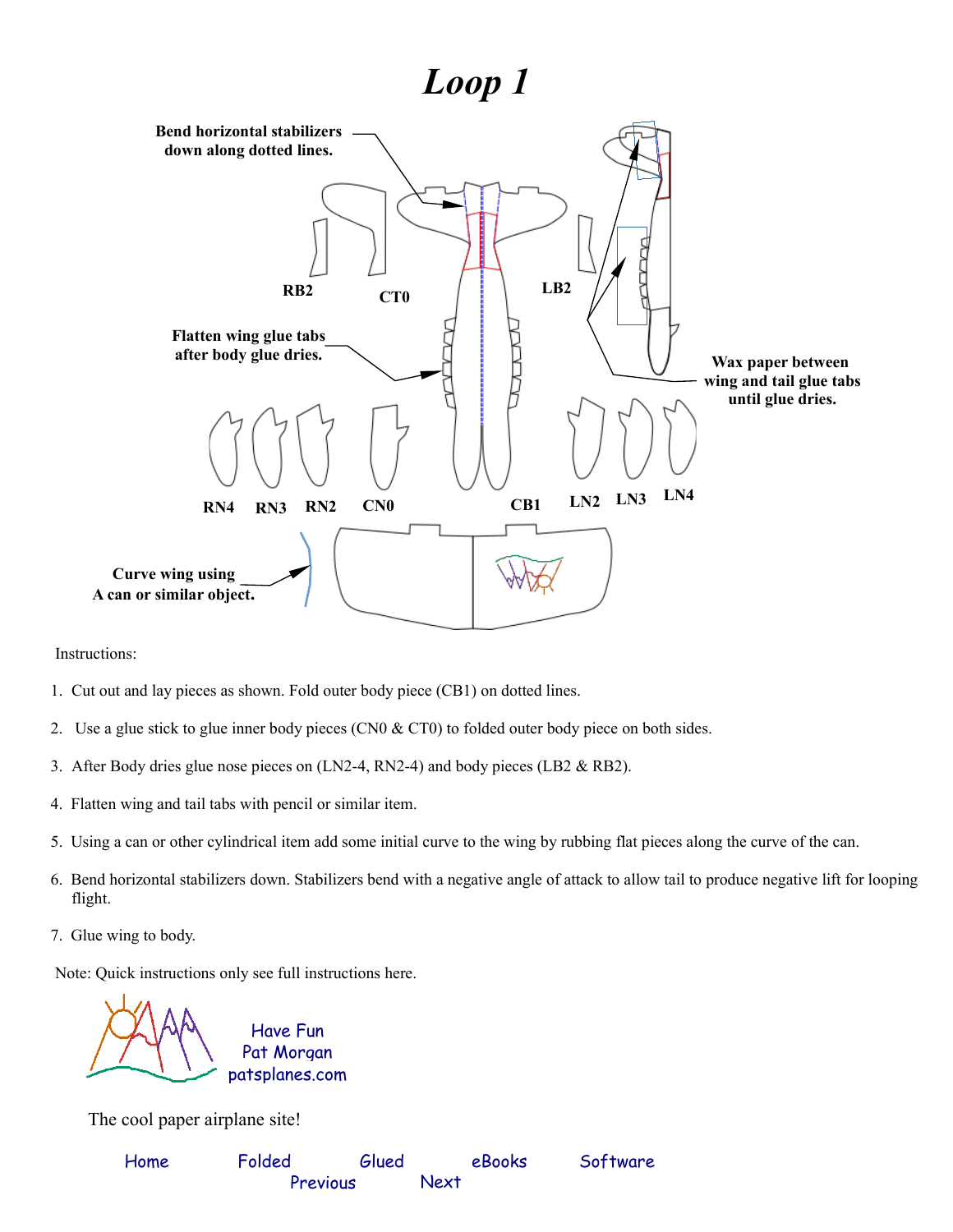# *Loop 1*

Bend horizontal stabilizers down along dotted lines.

Flatten wing glue tabs after body glue dries.

Wax paper between wing and tail glue tabs until glue dries.

Curve wing using A can or similar object.

RB2 CT0 LB2

RN4 RN3 RN2 CN0 CB1 LN2 LN3 LN4

Instructions:

1. Cut out and lay pieces as shown. Fold outer body piece (CB1) on dotted lines.
2. Use a glue stick to glue inner body pieces (CN0 & CT0) to folded outer body piece on both sides.
3. After Body dries glue nose pieces on (LN2-4, RN2-4) and body pieces (LB2 & RB2).
4. Flatten wing and tail tabs with pencil or similar item.
5. Using a can or other cylindrical item add some initial curve to the wing by rubbing flat pieces along the curve of the can.
6. Bend horizontal stabilizers down. Stabilizers bend with a negative angle of attack to allow tail to produce negative lift for looping flight.
7. Glue wing to body.

Note: Quick instructions only see full instructions here.

Have Fun
Pat Morgan
patsplanes.com

The cool paper airplane site!

Home Folded Glued eBooks Software
Previous Next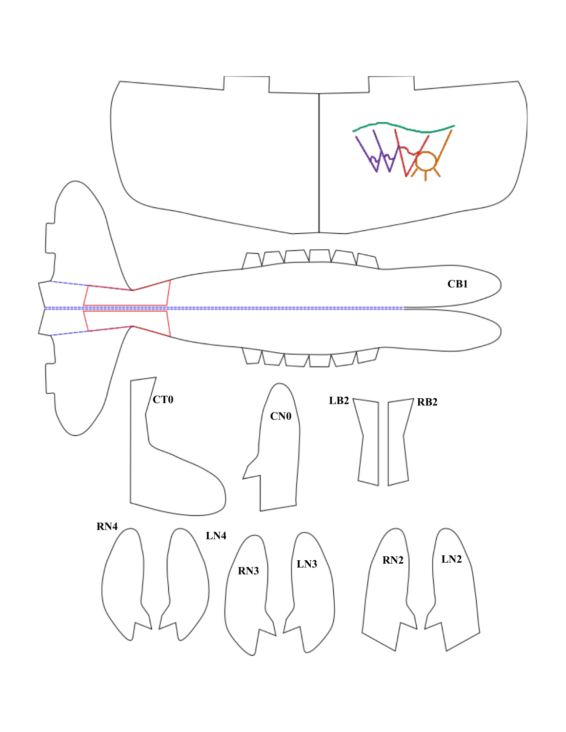CB1

CT0

CN0

LB2

RB2

RN4

LN4

RN3

LN3

RN2

LN2